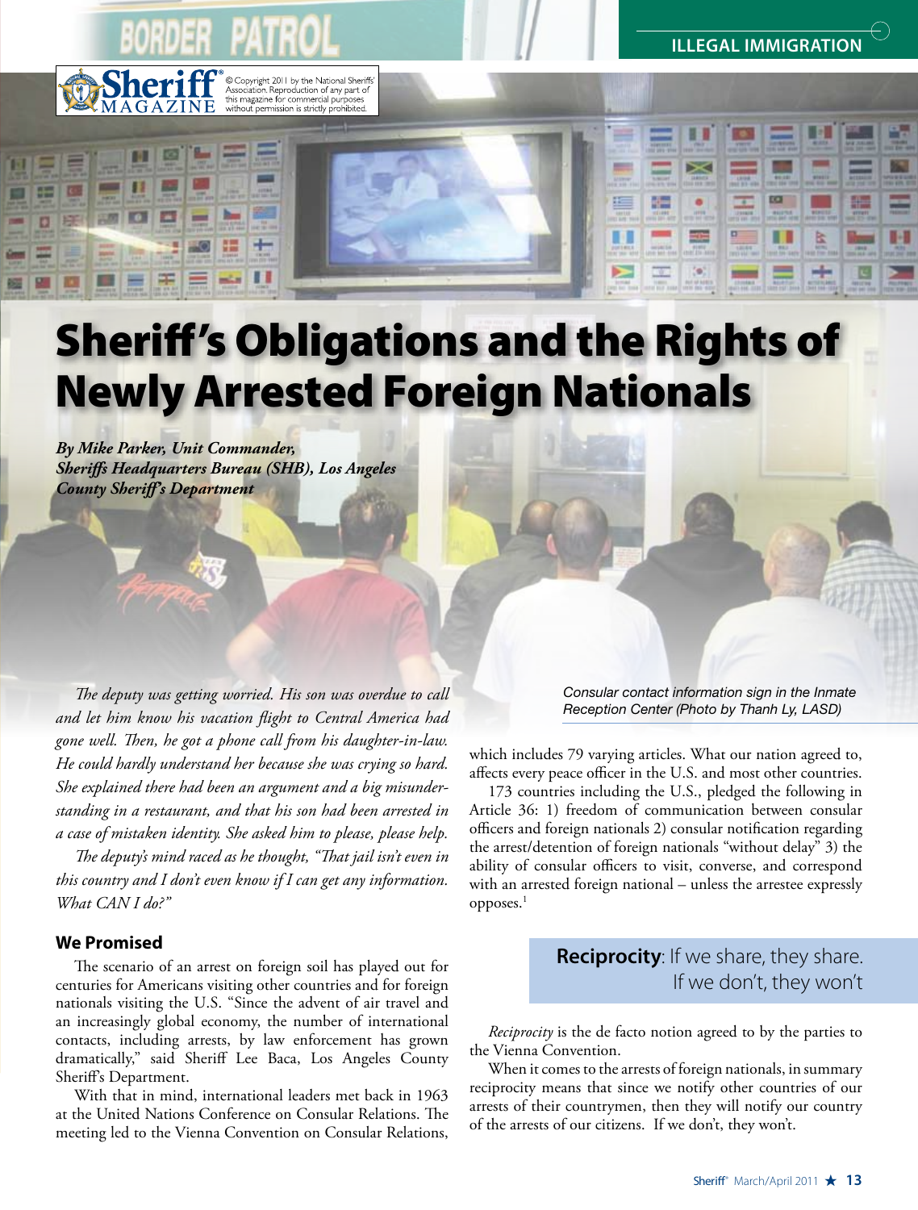# Sheriff's Obligations and the Rights of Newly Arrested Foreign Nationals

***By Mike Parker, Unit Commander, Sheriffs Headquarters Bureau (SHB), Los Angeles County Sheriff's Department***

*The deputy was getting worried. His son was overdue to call and let him know his vacation flight to Central America had gone well. Then, he got a phone call from his daughter-in-law. He could hardly understand her because she was crying so hard. She explained there had been an argument and a big misunderstanding in a restaurant, and that his son had been arrested in a case of mistaken identity. She asked him to please, please help.*

*The deputy's mind raced as he thought, "That jail isn't even in this country and I don't even know if I can get any information. What CAN I do?"*

## We Promised

The scenario of an arrest on foreign soil has played out for centuries for Americans visiting other countries and for foreign nationals visiting the U.S. "Since the advent of air travel and an increasingly global economy, the number of international contacts, including arrests, by law enforcement has grown dramatically," said Sheriff Lee Baca, Los Angeles County Sheriff's Department.

With that in mind, international leaders met back in 1963 at the United Nations Conference on Consular Relations. The meeting led to the Vienna Convention on Consular Relations, which includes 79 varying articles. What our nation agreed to, affects every peace officer in the U.S. and most other countries.

173 countries including the U.S., pledged the following in Article 36: 1) freedom of communication between consular officers and foreign nationals 2) consular notification regarding the arrest/detention of foreign nationals "without delay" 3) the ability of consular officers to visit, converse, and correspond with an arrested foreign national – unless the arrestee expressly opposes.[1]

Consular contact information sign in the Inmate Reception Center (Photo by Thanh Ly, LASD)

> **Reciprocity**: If we share, they share. If we don't, they won't

*Reciprocity* is the de facto notion agreed to by the parties to the Vienna Convention.

When it comes to the arrests of foreign nationals, in summary reciprocity means that since we notify other countries of our arrests of their countrymen, then they will notify our country of the arrests of our citizens. If we don't, they won't.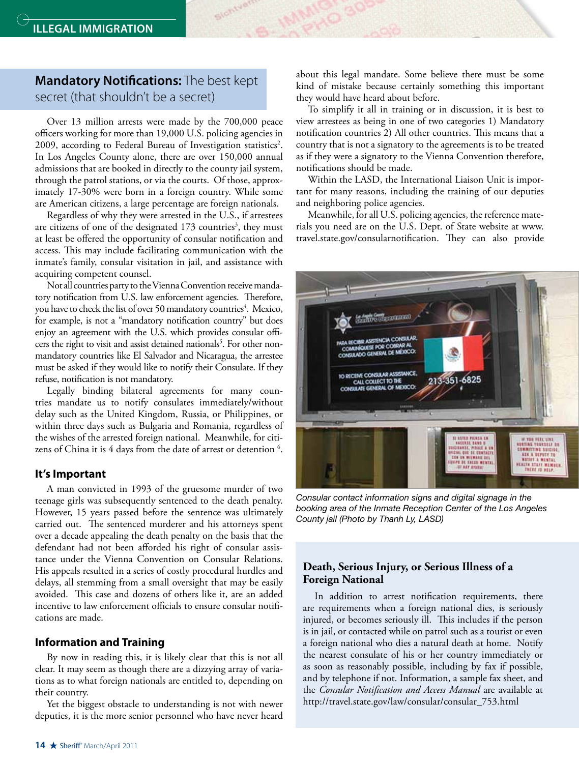## Mandatory Notifications: The best kept secret (that shouldn't be a secret)

Over 13 million arrests were made by the 700,000 peace officers working for more than 19,000 U.S. policing agencies in 2009, according to Federal Bureau of Investigation statistics[2]. In Los Angeles County alone, there are over 150,000 annual admissions that are booked in directly to the county jail system, through the patrol stations, or via the courts. Of those, approximately 17-30% were born in a foreign country. While some are American citizens, a large percentage are foreign nationals.

Regardless of why they were arrested in the U.S., if arrestees are citizens of one of the designated 173 countries[3], they must at least be offered the opportunity of consular notification and access. This may include facilitating communication with the inmate's family, consular visitation in jail, and assistance with acquiring competent counsel.

Not all countries party to the Vienna Convention receive mandatory notification from U.S. law enforcement agencies. Therefore, you have to check the list of over 50 mandatory countries[4]. Mexico, for example, is not a "mandatory notification country" but does enjoy an agreement with the U.S. which provides consular officers the right to visit and assist detained nationals[5]. For other non-mandatory countries like El Salvador and Nicaragua, the arrestee must be asked if they would like to notify their Consulate. If they refuse, notification is not mandatory.

Legally binding bilateral agreements for many countries mandate us to notify consulates immediately/without delay such as the United Kingdom, Russia, or Philippines, or within three days such as Bulgaria and Romania, regardless of the wishes of the arrested foreign national. Meanwhile, for citizens of China it is 4 days from the date of arrest or detention [6].

### It's Important

A man convicted in 1993 of the gruesome murder of two teenage girls was subsequently sentenced to the death penalty. However, 15 years passed before the sentence was ultimately carried out. The sentenced murderer and his attorneys spent over a decade appealing the death penalty on the basis that the defendant had not been afforded his right of consular assistance under the Vienna Convention on Consular Relations. His appeals resulted in a series of costly procedural hurdles and delays, all stemming from a small oversight that may be easily avoided. This case and dozens of others like it, are an added incentive to law enforcement officials to ensure consular notifications are made.

### Information and Training

By now in reading this, it is likely clear that this is not all clear. It may seem as though there are a dizzying array of variations as to what foreign nationals are entitled to, depending on their country.

Yet the biggest obstacle to understanding is not with newer deputies, it is the more senior personnel who have never heard about this legal mandate. Some believe there must be some kind of mistake because certainly something this important they would have heard about before.

To simplify it all in training or in discussion, it is best to view arrestees as being in one of two categories 1) Mandatory notification countries 2) All other countries. This means that a country that is not a signatory to the agreements is to be treated as if they were a signatory to the Vienna Convention therefore, notifications should be made.

Within the LASD, the International Liaison Unit is important for many reasons, including the training of our deputies and neighboring police agencies.

Meanwhile, for all U.S. policing agencies, the reference materials you need are on the U.S. Dept. of State website at www.travel.state.gov/consularnotification. They can also provide

*Consular contact information signs and digital signage in the booking area of the Inmate Reception Center of the Los Angeles County jail (Photo by Thanh Ly, LASD)*

### Death, Serious Injury, or Serious Illness of a Foreign National

In addition to arrest notification requirements, there are requirements when a foreign national dies, is seriously injured, or becomes seriously ill. This includes if the person is in jail, or contacted while on patrol such as a tourist or even a foreign national who dies a natural death at home. Notify the nearest consulate of his or her country immediately or as soon as reasonably possible, including by fax if possible, and by telephone if not. Information, a sample fax sheet, and the *Consular Notification and Access Manual* are available at http://travel.state.gov/law/consular/consular_753.html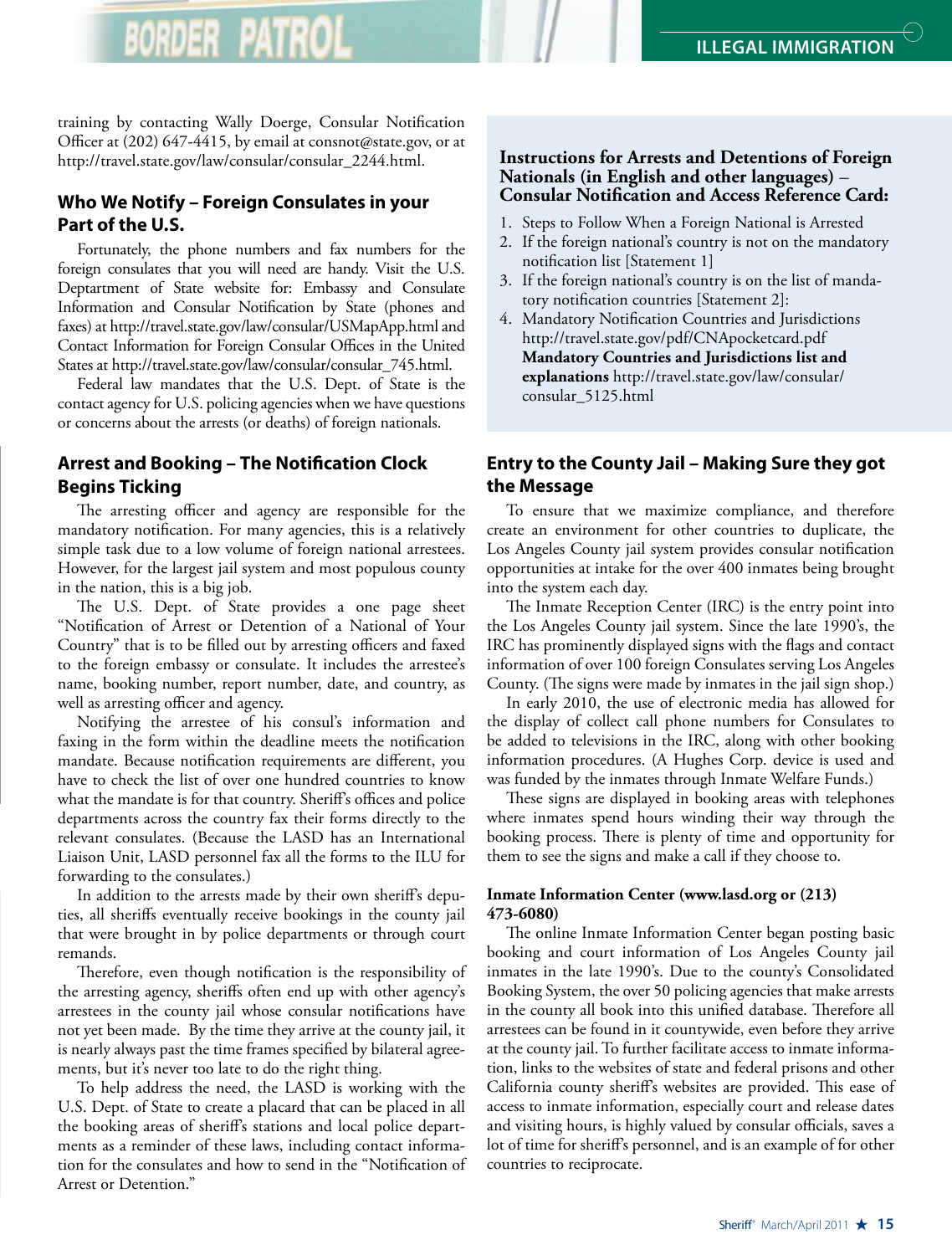training by contacting Wally Doerge, Consular Notification Officer at (202) 647-4415, by email at consnot@state.gov, or at http://travel.state.gov/law/consular/consular_2244.html.

## Who We Notify – Foreign Consulates in your Part of the U.S.

Fortunately, the phone numbers and fax numbers for the foreign consulates that you will need are handy. Visit the U.S. Deptartment of State website for: Embassy and Consulate Information and Consular Notification by State (phones and faxes) at http://travel.state.gov/law/consular/USMapApp.html and Contact Information for Foreign Consular Offices in the United States at http://travel.state.gov/law/consular/consular_745.html.

Federal law mandates that the U.S. Dept. of State is the contact agency for U.S. policing agencies when we have questions or concerns about the arrests (or deaths) of foreign nationals.

## Arrest and Booking – The Notification Clock Begins Ticking

The arresting officer and agency are responsible for the mandatory notification. For many agencies, this is a relatively simple task due to a low volume of foreign national arrestees. However, for the largest jail system and most populous county in the nation, this is a big job.

The U.S. Dept. of State provides a one page sheet "Notification of Arrest or Detention of a National of Your Country" that is to be filled out by arresting officers and faxed to the foreign embassy or consulate. It includes the arrestee's name, booking number, report number, date, and country, as well as arresting officer and agency.

Notifying the arrestee of his consul's information and faxing in the form within the deadline meets the notification mandate. Because notification requirements are different, you have to check the list of over one hundred countries to know what the mandate is for that country. Sheriff's offices and police departments across the country fax their forms directly to the relevant consulates. (Because the LASD has an International Liaison Unit, LASD personnel fax all the forms to the ILU for forwarding to the consulates.)

In addition to the arrests made by their own sheriff's deputies, all sheriffs eventually receive bookings in the county jail that were brought in by police departments or through court remands.

Therefore, even though notification is the responsibility of the arresting agency, sheriffs often end up with other agency's arrestees in the county jail whose consular notifications have not yet been made. By the time they arrive at the county jail, it is nearly always past the time frames specified by bilateral agreements, but it's never too late to do the right thing.

To help address the need, the LASD is working with the U.S. Dept. of State to create a placard that can be placed in all the booking areas of sheriff's stations and local police departments as a reminder of these laws, including contact information for the consulates and how to send in the "Notification of Arrest or Detention."

**Instructions for Arrests and Detentions of Foreign Nationals (in English and other languages) – Consular Notification and Access Reference Card:**

1. Steps to Follow When a Foreign National is Arrested
2. If the foreign national's country is not on the mandatory notification list [Statement 1]
3. If the foreign national's country is on the list of mandatory notification countries [Statement 2]:
4. Mandatory Notification Countries and Jurisdictions http://travel.state.gov/pdf/CNApocketcard.pdf **Mandatory Countries and Jurisdictions list and explanations** http://travel.state.gov/law/consular/consular_5125.html

## Entry to the County Jail – Making Sure they got the Message

To ensure that we maximize compliance, and therefore create an environment for other countries to duplicate, the Los Angeles County jail system provides consular notification opportunities at intake for the over 400 inmates being brought into the system each day.

The Inmate Reception Center (IRC) is the entry point into the Los Angeles County jail system. Since the late 1990's, the IRC has prominently displayed signs with the flags and contact information of over 100 foreign Consulates serving Los Angeles County. (The signs were made by inmates in the jail sign shop.)

In early 2010, the use of electronic media has allowed for the display of collect call phone numbers for Consulates to be added to televisions in the IRC, along with other booking information procedures. (A Hughes Corp. device is used and was funded by the inmates through Inmate Welfare Funds.)

These signs are displayed in booking areas with telephones where inmates spend hours winding their way through the booking process. There is plenty of time and opportunity for them to see the signs and make a call if they choose to.

### Inmate Information Center (www.lasd.org or (213) 473-6080)

The online Inmate Information Center began posting basic booking and court information of Los Angeles County jail inmates in the late 1990's. Due to the county's Consolidated Booking System, the over 50 policing agencies that make arrests in the county all book into this unified database. Therefore all arrestees can be found in it countywide, even before they arrive at the county jail. To further facilitate access to inmate information, links to the websites of state and federal prisons and other California county sheriff's websites are provided. This ease of access to inmate information, especially court and release dates and visiting hours, is highly valued by consular officials, saves a lot of time for sheriff's personnel, and is an example of for other countries to reciprocate.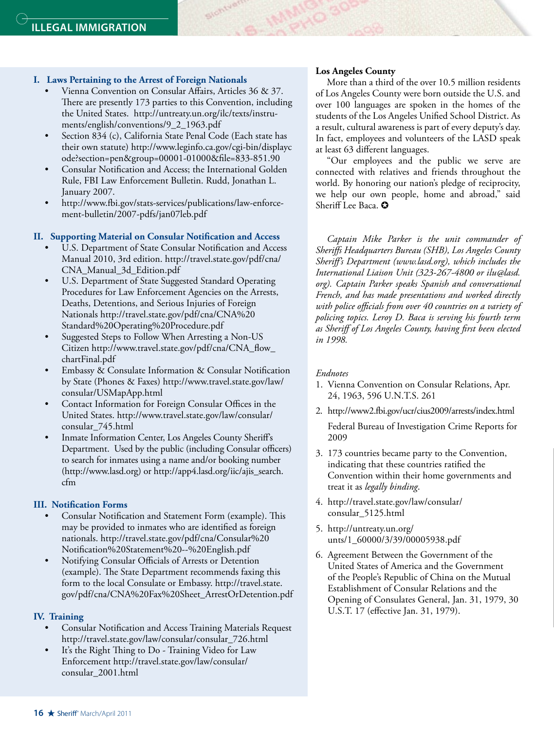## I. Laws Pertaining to the Arrest of Foreign Nationals

- Vienna Convention on Consular Affairs, Articles 36 & 37. There are presently 173 parties to this Convention, including the United States. http://untreaty.un.org/ilc/texts/instruments/english/conventions/9_2_1963.pdf
- Section 834 (c), California State Penal Code (Each state has their own statute) http://www.leginfo.ca.gov/cgi-bin/displaycode?section=pen&group=00001-01000&file=833-851.90
- Consular Notification and Access; the International Golden Rule, FBI Law Enforcement Bulletin. Rudd, Jonathan L. January 2007.
- http://www.fbi.gov/stats-services/publications/law-enforcement-bulletin/2007-pdfs/jan07leb.pdf

## II. Supporting Material on Consular Notification and Access

- U.S. Department of State Consular Notification and Access Manual 2010, 3rd edition. http://travel.state.gov/pdf/cna/CNA_Manual_3d_Edition.pdf
- U.S. Department of State Suggested Standard Operating Procedures for Law Enforcement Agencies on the Arrests, Deaths, Detentions, and Serious Injuries of Foreign Nationals http://travel.state.gov/pdf/cna/CNA%20Standard%20Operating%20Procedure.pdf
- Suggested Steps to Follow When Arresting a Non-US Citizen http://www.travel.state.gov/pdf/cna/CNA_flow_chartFinal.pdf
- Embassy & Consulate Information & Consular Notification by State (Phones & Faxes) http://www.travel.state.gov/law/consular/USMapApp.html
- Contact Information for Foreign Consular Offices in the United States. http://www.travel.state.gov/law/consular/consular_745.html
- Inmate Information Center, Los Angeles County Sheriff's Department. Used by the public (including Consular officers) to search for inmates using a name and/or booking number (http://www.lasd.org) or http://app4.lasd.org/iic/ajis_search.cfm

## III. Notification Forms

- Consular Notification and Statement Form (example). This may be provided to inmates who are identified as foreign nationals. http://travel.state.gov/pdf/cna/Consular%20Notification%20Statement%20--%20English.pdf
- Notifying Consular Officials of Arrests or Detention (example). The State Department recommends faxing this form to the local Consulate or Embassy. http://travel.state.gov/pdf/cna/CNA%20Fax%20Sheet_ArrestOrDetention.pdf

## IV. Training

- Consular Notification and Access Training Materials Request http://travel.state.gov/law/consular/consular_726.html
- It's the Right Thing to Do - Training Video for Law Enforcement http://travel.state.gov/law/consular/consular_2001.html

**Los Angeles County**

More than a third of the over 10.5 million residents of Los Angeles County were born outside the U.S. and over 100 languages are spoken in the homes of the students of the Los Angeles Unified School District. As a result, cultural awareness is part of every deputy's day. In fact, employees and volunteers of the LASD speak at least 63 different languages.

"Our employees and the public we serve are connected with relatives and friends throughout the world. By honoring our nation's pledge of reciprocity, we help our own people, home and abroad," said Sheriff Lee Baca. ✪

*Captain Mike Parker is the unit commander of Sheriffs Headquarters Bureau (SHB), Los Angeles County Sheriff's Department (www.lasd.org), which includes the International Liaison Unit (323-267-4800 or ilu@lasd.org). Captain Parker speaks Spanish and conversational French, and has made presentations and worked directly with police officials from over 40 countries on a variety of policing topics. Leroy D. Baca is serving his fourth term as Sheriff of Los Angeles County, having first been elected in 1998.*

*Endnotes*

1. Vienna Convention on Consular Relations, Apr. 24, 1963, 596 U.N.T.S. 261
2. http://www2.fbi.gov/ucr/cius2009/arrests/index.html

   Federal Bureau of Investigation Crime Reports for 2009
3. 173 countries became party to the Convention, indicating that these countries ratified the Convention within their home governments and treat it as *legally binding*.
4. http://travel.state.gov/law/consular/consular_5125.html
5. http://untreaty.un.org/unts/1_60000/3/39/00005938.pdf
6. Agreement Between the Government of the United States of America and the Government of the People's Republic of China on the Mutual Establishment of Consular Relations and the Opening of Consulates General, Jan. 31, 1979, 30 U.S.T. 17 (effective Jan. 31, 1979).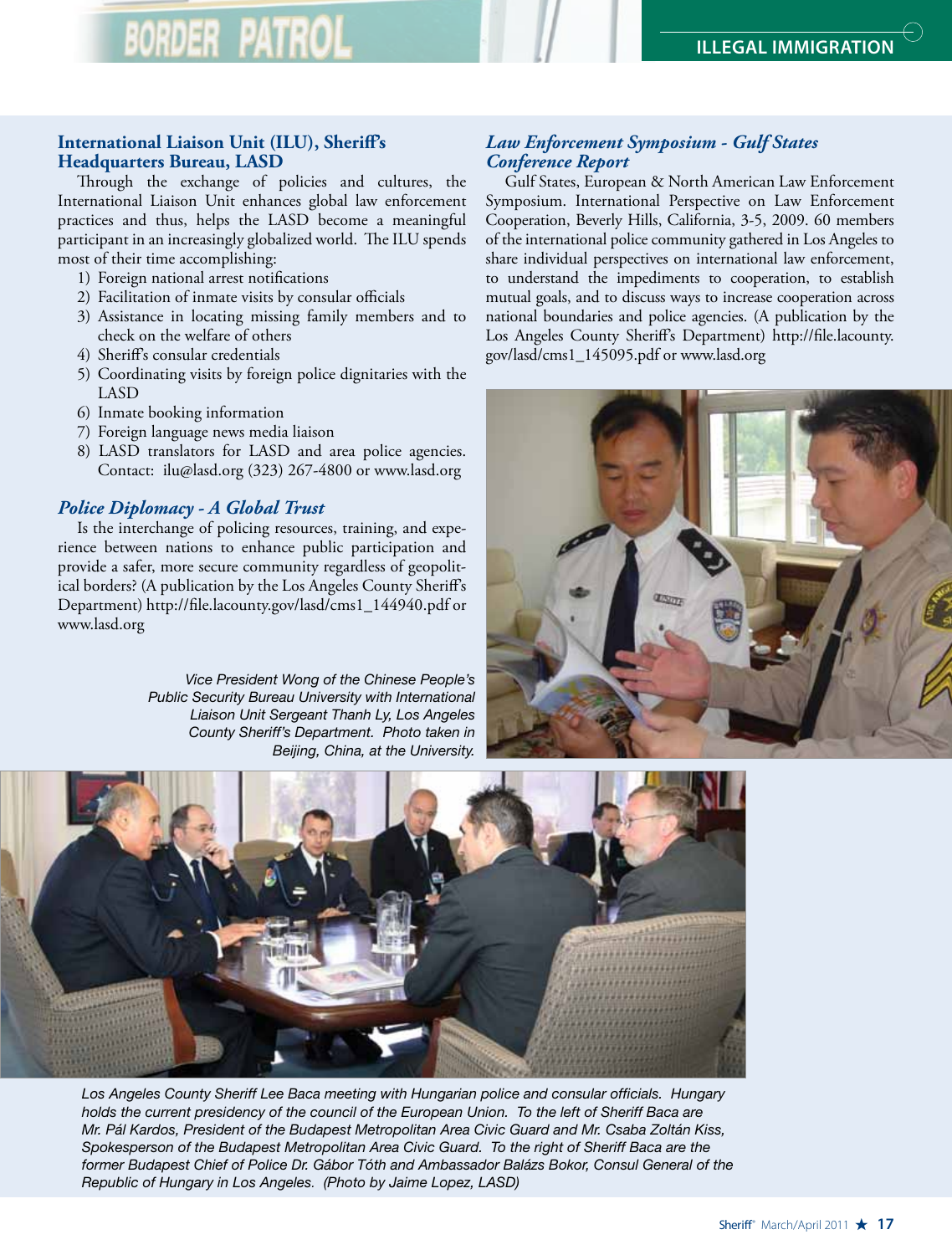## International Liaison Unit (ILU), Sheriff's Headquarters Bureau, LASD

Through the exchange of policies and cultures, the International Liaison Unit enhances global law enforcement practices and thus, helps the LASD become a meaningful participant in an increasingly globalized world. The ILU spends most of their time accomplishing:

1) Foreign national arrest notifications
2) Facilitation of inmate visits by consular officials
3) Assistance in locating missing family members and to check on the welfare of others
4) Sheriff's consular credentials
5) Coordinating visits by foreign police dignitaries with the LASD
6) Inmate booking information
7) Foreign language news media liaison
8) LASD translators for LASD and area police agencies. Contact: ilu@lasd.org (323) 267-4800 or www.lasd.org

## *Police Diplomacy - A Global Trust*

Is the interchange of policing resources, training, and experience between nations to enhance public participation and provide a safer, more secure community regardless of geopolitical borders? (A publication by the Los Angeles County Sheriff's Department) http://file.lacounty.gov/lasd/cms1_144940.pdf or www.lasd.org

## *Law Enforcement Symposium - Gulf States Conference Report*

Gulf States, European & North American Law Enforcement Symposium. International Perspective on Law Enforcement Cooperation, Beverly Hills, California, 3-5, 2009. 60 members of the international police community gathered in Los Angeles to share individual perspectives on international law enforcement, to understand the impediments to cooperation, to establish mutual goals, and to discuss ways to increase cooperation across national boundaries and police agencies. (A publication by the Los Angeles County Sheriff's Department) http://file.lacounty.gov/lasd/cms1_145095.pdf or www.lasd.org

*Vice President Wong of the Chinese People's Public Security Bureau University with International Liaison Unit Sergeant Thanh Ly, Los Angeles County Sheriff's Department. Photo taken in Beijing, China, at the University.*

*Los Angeles County Sheriff Lee Baca meeting with Hungarian police and consular officials. Hungary holds the current presidency of the council of the European Union. To the left of Sheriff Baca are Mr. Pál Kardos, President of the Budapest Metropolitan Area Civic Guard and Mr. Csaba Zoltán Kiss, Spokesperson of the Budapest Metropolitan Area Civic Guard. To the right of Sheriff Baca are the former Budapest Chief of Police Dr. Gábor Tóth and Ambassador Balázs Bokor, Consul General of the Republic of Hungary in Los Angeles. (Photo by Jaime Lopez, LASD)*